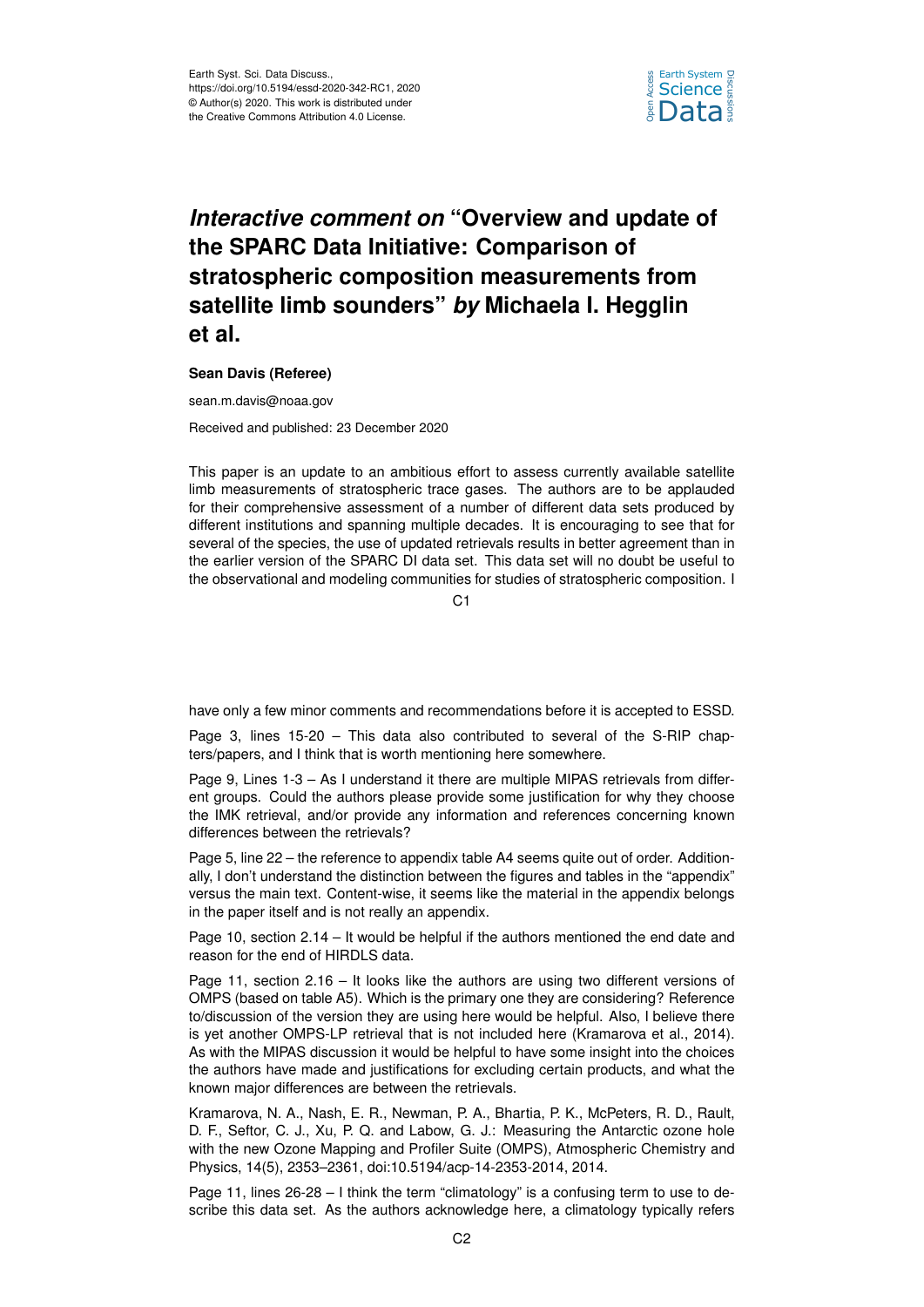# *Interactive comment on* "Overview and update of the SPARC Data Initiative: Comparison of stratospheric composition measurements from satellite limb sounders" *by* Michaela I. Hegglin et al.

**Sean Davis (Referee)**

sean.m.davis@noaa.gov

Received and published: 23 December 2020

This paper is an update to an ambitious effort to assess currently available satellite limb measurements of stratospheric trace gases. The authors are to be applauded for their comprehensive assessment of a number of different data sets produced by different institutions and spanning multiple decades. It is encouraging to see that for several of the species, the use of updated retrievals results in better agreement than in the earlier version of the SPARC DI data set. This data set will no doubt be useful to the observational and modeling communities for studies of stratospheric composition. I have only a few minor comments and recommendations before it is accepted to ESSD.

Page 3, lines 15-20 – This data also contributed to several of the S-RIP chapters/papers, and I think that is worth mentioning here somewhere.

Page 9, Lines 1-3 – As I understand it there are multiple MIPAS retrievals from different groups. Could the authors please provide some justification for why they choose the IMK retrieval, and/or provide any information and references concerning known differences between the retrievals?

Page 5, line 22 – the reference to appendix table A4 seems quite out of order. Additionally, I don't understand the distinction between the figures and tables in the "appendix" versus the main text. Content-wise, it seems like the material in the appendix belongs in the paper itself and is not really an appendix.

Page 10, section 2.14 – It would be helpful if the authors mentioned the end date and reason for the end of HIRDLS data.

Page 11, section 2.16 – It looks like the authors are using two different versions of OMPS (based on table A5). Which is the primary one they are considering? Reference to/discussion of the version they are using here would be helpful. Also, I believe there is yet another OMPS-LP retrieval that is not included here (Kramarova et al., 2014). As with the MIPAS discussion it would be helpful to have some insight into the choices the authors have made and justifications for excluding certain products, and what the known major differences are between the retrievals.

Kramarova, N. A., Nash, E. R., Newman, P. A., Bhartia, P. K., McPeters, R. D., Rault, D. F., Seftor, C. J., Xu, P. Q. and Labow, G. J.: Measuring the Antarctic ozone hole with the new Ozone Mapping and Profiler Suite (OMPS), Atmospheric Chemistry and Physics, 14(5), 2353–2361, doi:10.5194/acp-14-2353-2014, 2014.

Page 11, lines 26-28 – I think the term "climatology" is a confusing term to use to describe this data set. As the authors acknowledge here, a climatology typically refers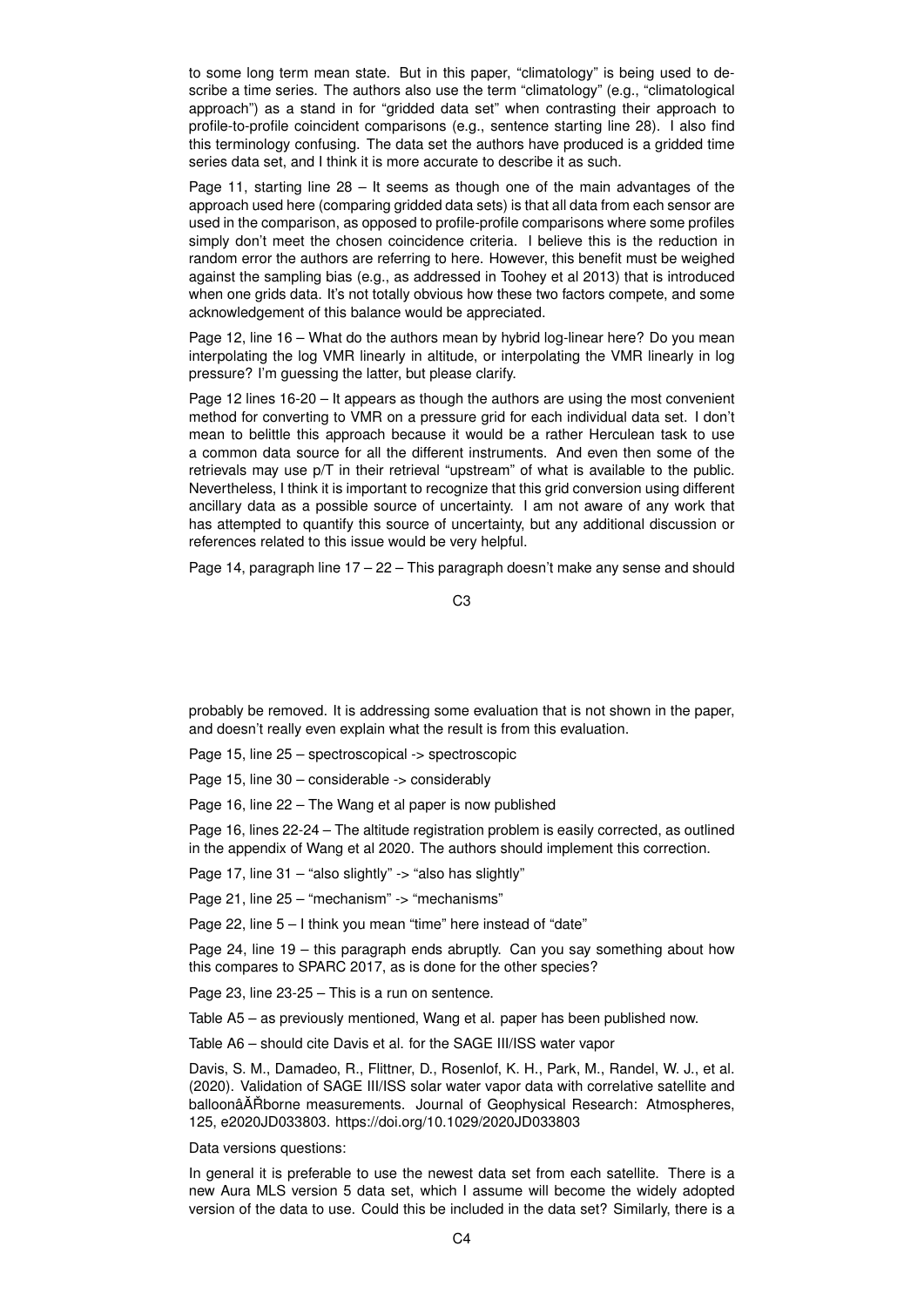to some long term mean state. But in this paper, "climatology" is being used to describe a time series. The authors also use the term "climatology" (e.g., "climatological approach") as a stand in for "gridded data set" when contrasting their approach to profile-to-profile coincident comparisons (e.g., sentence starting line 28). I also find this terminology confusing. The data set the authors have produced is a gridded time series data set, and I think it is more accurate to describe it as such.

Page 11, starting line 28 – It seems as though one of the main advantages of the approach used here (comparing gridded data sets) is that all data from each sensor are used in the comparison, as opposed to profile-profile comparisons where some profiles simply don't meet the chosen coincidence criteria. I believe this is the reduction in random error the authors are referring to here. However, this benefit must be weighed against the sampling bias (e.g., as addressed in Toohey et al 2013) that is introduced when one grids data. It's not totally obvious how these two factors compete, and some acknowledgement of this balance would be appreciated.

Page 12, line 16 – What do the authors mean by hybrid log-linear here? Do you mean interpolating the log VMR linearly in altitude, or interpolating the VMR linearly in log pressure? I'm guessing the latter, but please clarify.

Page 12 lines 16-20 – It appears as though the authors are using the most convenient method for converting to VMR on a pressure grid for each individual data set. I don't mean to belittle this approach because it would be a rather Herculean task to use a common data source for all the different instruments. And even then some of the retrievals may use p/T in their retrieval "upstream" of what is available to the public. Nevertheless, I think it is important to recognize that this grid conversion using different ancillary data as a possible source of uncertainty. I am not aware of any work that has attempted to quantify this source of uncertainty, but any additional discussion or references related to this issue would be very helpful.

Page 14, paragraph line 17 – 22 – This paragraph doesn't make any sense and should probably be removed. It is addressing some evaluation that is not shown in the paper, and doesn't really even explain what the result is from this evaluation.

Page 15, line 25 – spectroscopical -> spectroscopic

Page 15, line 30 – considerable -> considerably

Page 16, line 22 – The Wang et al paper is now published

Page 16, lines 22-24 – The altitude registration problem is easily corrected, as outlined in the appendix of Wang et al 2020. The authors should implement this correction.

Page 17, line 31 – "also slightly" -> "also has slightly"

Page 21, line 25 – "mechanism" -> "mechanisms"

Page 22, line 5 – I think you mean "time" here instead of "date"

Page 24, line 19 – this paragraph ends abruptly. Can you say something about how this compares to SPARC 2017, as is done for the other species?

Page 23, line 23-25 – This is a run on sentence.

Table A5 – as previously mentioned, Wang et al. paper has been published now.

Table A6 – should cite Davis et al. for the SAGE III/ISS water vapor

Davis, S. M., Damadeo, R., Flittner, D., Rosenlof, K. H., Park, M., Randel, W. J., et al. (2020). Validation of SAGE III/ISS solar water vapor data with correlative satellite and balloonâĂŘborne measurements. Journal of Geophysical Research: Atmospheres, 125, e2020JD033803. https://doi.org/10.1029/2020JD033803

Data versions questions:

In general it is preferable to use the newest data set from each satellite. There is a new Aura MLS version 5 data set, which I assume will become the widely adopted version of the data to use. Could this be included in the data set? Similarly, there is a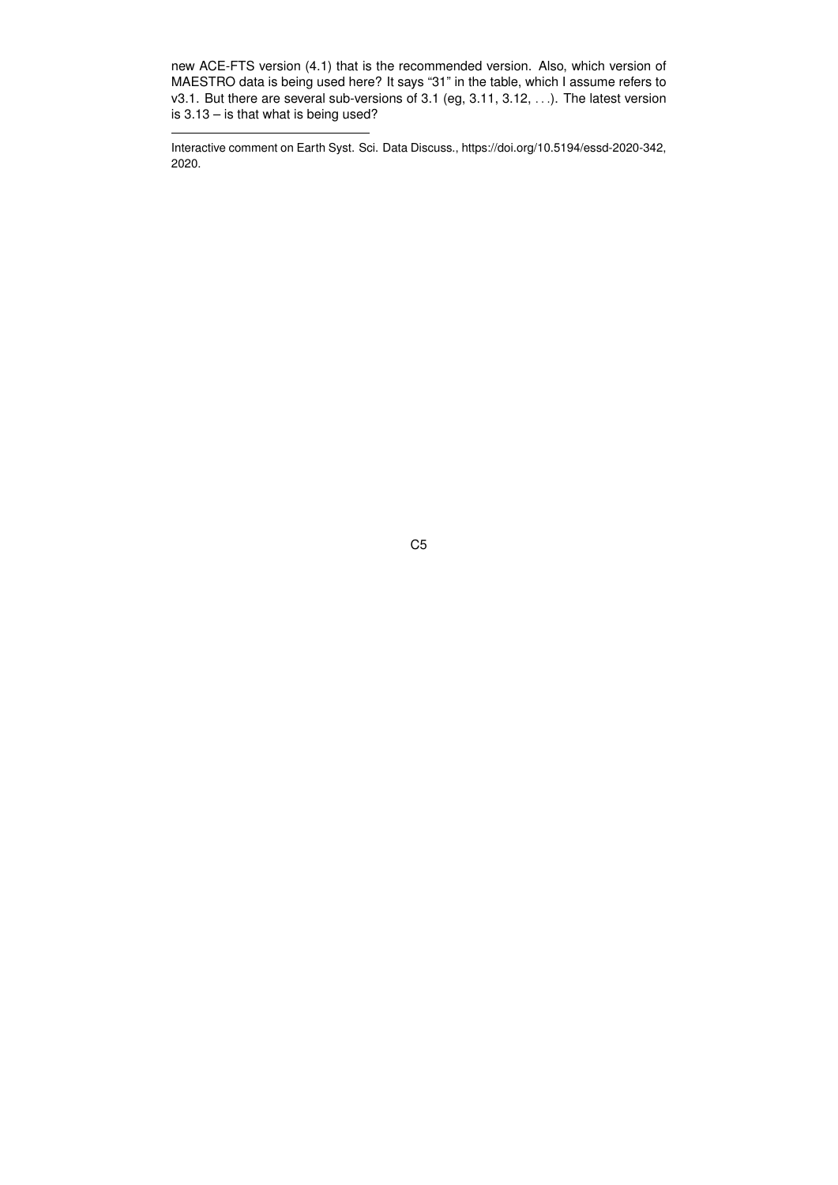new ACE-FTS version (4.1) that is the recommended version. Also, which version of MAESTRO data is being used here? It says "31" in the table, which I assume refers to v3.1. But there are several sub-versions of 3.1 (eg, 3.11, 3.12, . . .). The latest version is 3.13 – is that what is being used?

---

Interactive comment on Earth Syst. Sci. Data Discuss., https://doi.org/10.5194/essd-2020-342, 2020.